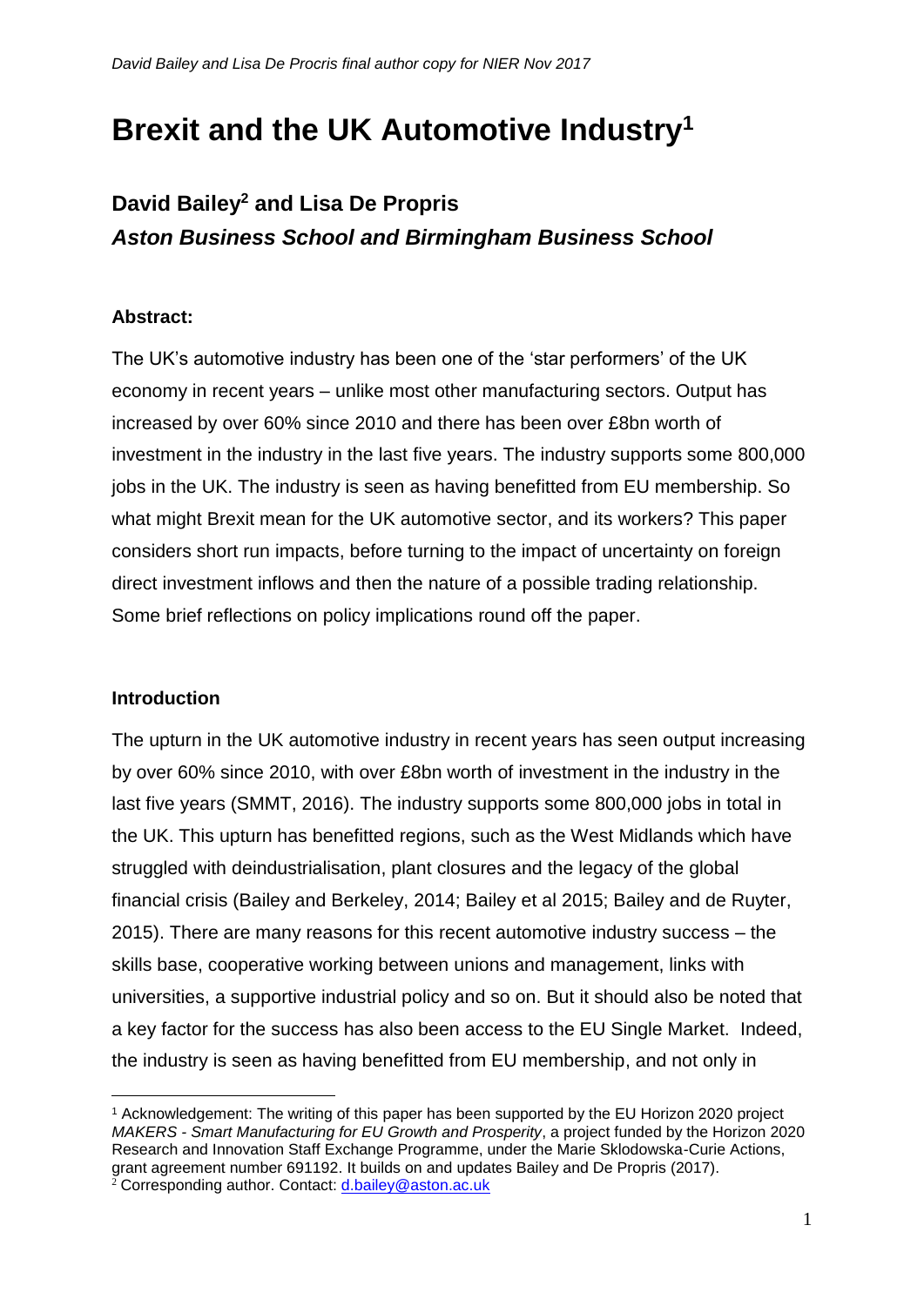# Brexit and the UK Automotive Industry[1]

## David Bailey[2] and Lisa De Propris

### *Aston Business School and Birmingham Business School*

**Abstract:**

The UK's automotive industry has been one of the 'star performers' of the UK economy in recent years – unlike most other manufacturing sectors. Output has increased by over 60% since 2010 and there has been over £8bn worth of investment in the industry in the last five years. The industry supports some 800,000 jobs in the UK. The industry is seen as having benefitted from EU membership. So what might Brexit mean for the UK automotive sector, and its workers? This paper considers short run impacts, before turning to the impact of uncertainty on foreign direct investment inflows and then the nature of a possible trading relationship. Some brief reflections on policy implications round off the paper.

**Introduction**

The upturn in the UK automotive industry in recent years has seen output increasing by over 60% since 2010, with over £8bn worth of investment in the industry in the last five years (SMMT, 2016). The industry supports some 800,000 jobs in total in the UK. This upturn has benefitted regions, such as the West Midlands which have struggled with deindustrialisation, plant closures and the legacy of the global financial crisis (Bailey and Berkeley, 2014; Bailey et al 2015; Bailey and de Ruyter, 2015). There are many reasons for this recent automotive industry success – the skills base, cooperative working between unions and management, links with universities, a supportive industrial policy and so on. But it should also be noted that a key factor for the success has also been access to the EU Single Market. Indeed, the industry is seen as having benefitted from EU membership, and not only in

---

[1] Acknowledgement: The writing of this paper has been supported by the EU Horizon 2020 project *MAKERS - Smart Manufacturing for EU Growth and Prosperity*, a project funded by the Horizon 2020 Research and Innovation Staff Exchange Programme, under the Marie Sklodowska-Curie Actions, grant agreement number 691192. It builds on and updates Bailey and De Propris (2017).

[2] Corresponding author. Contact: d.bailey@aston.ac.uk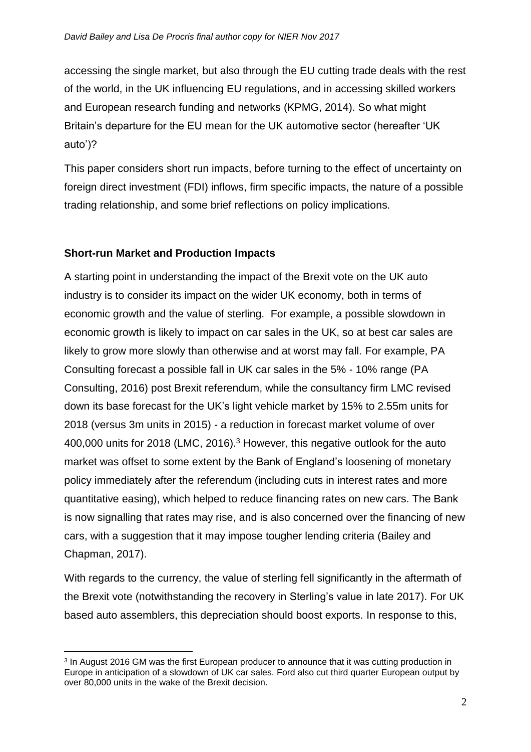accessing the single market, but also through the EU cutting trade deals with the rest of the world, in the UK influencing EU regulations, and in accessing skilled workers and European research funding and networks (KPMG, 2014). So what might Britain's departure for the EU mean for the UK automotive sector (hereafter 'UK auto')?

This paper considers short run impacts, before turning to the effect of uncertainty on foreign direct investment (FDI) inflows, firm specific impacts, the nature of a possible trading relationship, and some brief reflections on policy implications.

## Short-run Market and Production Impacts

A starting point in understanding the impact of the Brexit vote on the UK auto industry is to consider its impact on the wider UK economy, both in terms of economic growth and the value of sterling. For example, a possible slowdown in economic growth is likely to impact on car sales in the UK, so at best car sales are likely to grow more slowly than otherwise and at worst may fall. For example, PA Consulting forecast a possible fall in UK car sales in the 5% - 10% range (PA Consulting, 2016) post Brexit referendum, while the consultancy firm LMC revised down its base forecast for the UK's light vehicle market by 15% to 2.55m units for 2018 (versus 3m units in 2015) - a reduction in forecast market volume of over 400,000 units for 2018 (LMC, 2016).[3] However, this negative outlook for the auto market was offset to some extent by the Bank of England's loosening of monetary policy immediately after the referendum (including cuts in interest rates and more quantitative easing), which helped to reduce financing rates on new cars. The Bank is now signalling that rates may rise, and is also concerned over the financing of new cars, with a suggestion that it may impose tougher lending criteria (Bailey and Chapman, 2017).

With regards to the currency, the value of sterling fell significantly in the aftermath of the Brexit vote (notwithstanding the recovery in Sterling's value in late 2017). For UK based auto assemblers, this depreciation should boost exports. In response to this,

[3] In August 2016 GM was the first European producer to announce that it was cutting production in Europe in anticipation of a slowdown of UK car sales. Ford also cut third quarter European output by over 80,000 units in the wake of the Brexit decision.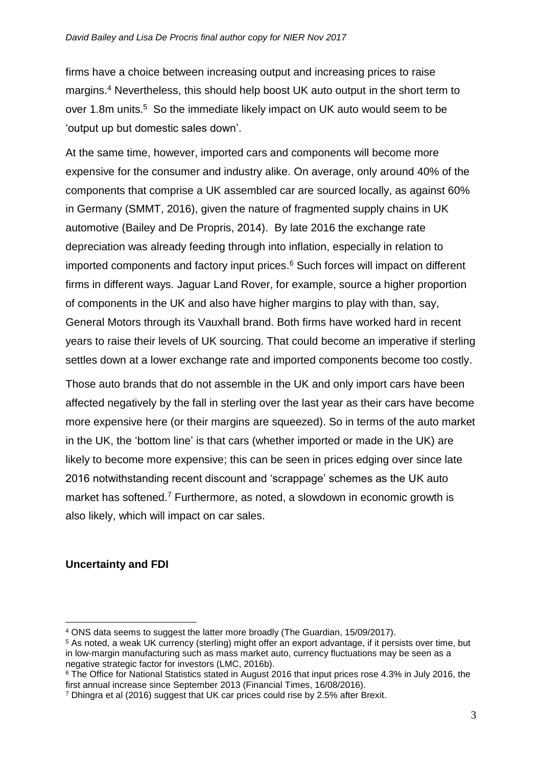firms have a choice between increasing output and increasing prices to raise margins.[4] Nevertheless, this should help boost UK auto output in the short term to over 1.8m units.[5] So the immediate likely impact on UK auto would seem to be 'output up but domestic sales down'.

At the same time, however, imported cars and components will become more expensive for the consumer and industry alike. On average, only around 40% of the components that comprise a UK assembled car are sourced locally, as against 60% in Germany (SMMT, 2016), given the nature of fragmented supply chains in UK automotive (Bailey and De Propris, 2014). By late 2016 the exchange rate depreciation was already feeding through into inflation, especially in relation to imported components and factory input prices.[6] Such forces will impact on different firms in different ways. Jaguar Land Rover, for example, source a higher proportion of components in the UK and also have higher margins to play with than, say, General Motors through its Vauxhall brand. Both firms have worked hard in recent years to raise their levels of UK sourcing. That could become an imperative if sterling settles down at a lower exchange rate and imported components become too costly.

Those auto brands that do not assemble in the UK and only import cars have been affected negatively by the fall in sterling over the last year as their cars have become more expensive here (or their margins are squeezed). So in terms of the auto market in the UK, the 'bottom line' is that cars (whether imported or made in the UK) are likely to become more expensive; this can be seen in prices edging over since late 2016 notwithstanding recent discount and 'scrappage' schemes as the UK auto market has softened.[7] Furthermore, as noted, a slowdown in economic growth is also likely, which will impact on car sales.

**Uncertainty and FDI**

---

[4] ONS data seems to suggest the latter more broadly (The Guardian, 15/09/2017).

[5] As noted, a weak UK currency (sterling) might offer an export advantage, if it persists over time, but in low-margin manufacturing such as mass market auto, currency fluctuations may be seen as a negative strategic factor for investors (LMC, 2016b).

[6] The Office for National Statistics stated in August 2016 that input prices rose 4.3% in July 2016, the first annual increase since September 2013 (Financial Times, 16/08/2016).

[7] Dhingra et al (2016) suggest that UK car prices could rise by 2.5% after Brexit.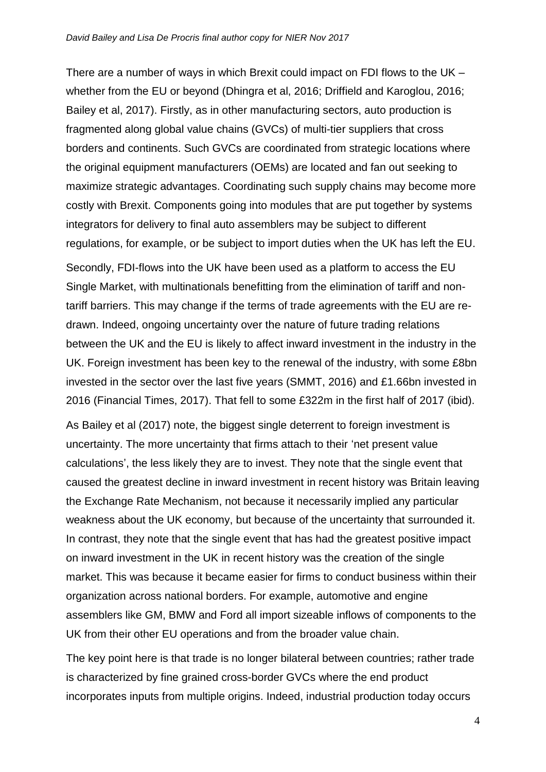There are a number of ways in which Brexit could impact on FDI flows to the UK – whether from the EU or beyond (Dhingra et al, 2016; Driffield and Karoglou, 2016; Bailey et al, 2017). Firstly, as in other manufacturing sectors, auto production is fragmented along global value chains (GVCs) of multi-tier suppliers that cross borders and continents. Such GVCs are coordinated from strategic locations where the original equipment manufacturers (OEMs) are located and fan out seeking to maximize strategic advantages. Coordinating such supply chains may become more costly with Brexit. Components going into modules that are put together by systems integrators for delivery to final auto assemblers may be subject to different regulations, for example, or be subject to import duties when the UK has left the EU.

Secondly, FDI-flows into the UK have been used as a platform to access the EU Single Market, with multinationals benefitting from the elimination of tariff and non-tariff barriers. This may change if the terms of trade agreements with the EU are re-drawn. Indeed, ongoing uncertainty over the nature of future trading relations between the UK and the EU is likely to affect inward investment in the industry in the UK. Foreign investment has been key to the renewal of the industry, with some £8bn invested in the sector over the last five years (SMMT, 2016) and £1.66bn invested in 2016 (Financial Times, 2017). That fell to some £322m in the first half of 2017 (ibid).

As Bailey et al (2017) note, the biggest single deterrent to foreign investment is uncertainty. The more uncertainty that firms attach to their 'net present value calculations', the less likely they are to invest. They note that the single event that caused the greatest decline in inward investment in recent history was Britain leaving the Exchange Rate Mechanism, not because it necessarily implied any particular weakness about the UK economy, but because of the uncertainty that surrounded it. In contrast, they note that the single event that has had the greatest positive impact on inward investment in the UK in recent history was the creation of the single market. This was because it became easier for firms to conduct business within their organization across national borders. For example, automotive and engine assemblers like GM, BMW and Ford all import sizeable inflows of components to the UK from their other EU operations and from the broader value chain.

The key point here is that trade is no longer bilateral between countries; rather trade is characterized by fine grained cross-border GVCs where the end product incorporates inputs from multiple origins. Indeed, industrial production today occurs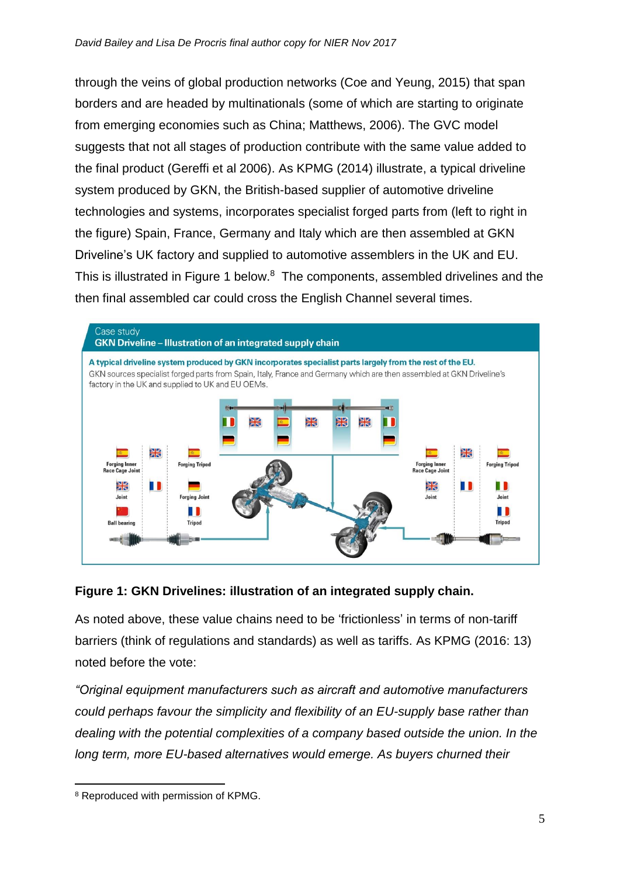through the veins of global production networks (Coe and Yeung, 2015) that span borders and are headed by multinationals (some of which are starting to originate from emerging economies such as China; Matthews, 2006). The GVC model suggests that not all stages of production contribute with the same value added to the final product (Gereffi et al 2006). As KPMG (2014) illustrate, a typical driveline system produced by GKN, the British-based supplier of automotive driveline technologies and systems, incorporates specialist forged parts from (left to right in the figure) Spain, France, Germany and Italy which are then assembled at GKN Driveline's UK factory and supplied to automotive assemblers in the UK and EU. This is illustrated in Figure 1 below.[8] The components, assembled drivelines and the then final assembled car could cross the English Channel several times.

Case study
**GKN Driveline – Illustration of an integrated supply chain**

**A typical driveline system produced by GKN incorporates specialist parts largely from the rest of the EU.**
GKN sources specialist forged parts from Spain, Italy, France and Germany which are then assembled at GKN Driveline's factory in the UK and supplied to UK and EU OEMs.

Forging Inner Race Cage Joint · Forging Tripod · Joint · Forging Joint · Ball bearing · Tripod · Forging Inner Race Cage Joint · Forging Tripod · Joint · Joint · Tripod

**Figure 1: GKN Drivelines: illustration of an integrated supply chain.**

As noted above, these value chains need to be 'frictionless' in terms of non-tariff barriers (think of regulations and standards) as well as tariffs. As KPMG (2016: 13) noted before the vote:

*"Original equipment manufacturers such as aircraft and automotive manufacturers could perhaps favour the simplicity and flexibility of an EU-supply base rather than dealing with the potential complexities of a company based outside the union. In the long term, more EU-based alternatives would emerge. As buyers churned their*

[8] Reproduced with permission of KPMG.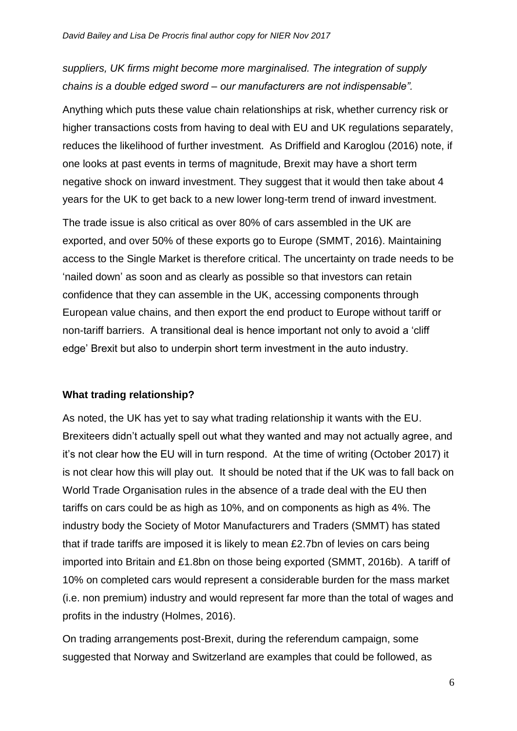*suppliers, UK firms might become more marginalised. The integration of supply chains is a double edged sword – our manufacturers are not indispensable".*

Anything which puts these value chain relationships at risk, whether currency risk or higher transactions costs from having to deal with EU and UK regulations separately, reduces the likelihood of further investment. As Driffield and Karoglou (2016) note, if one looks at past events in terms of magnitude, Brexit may have a short term negative shock on inward investment. They suggest that it would then take about 4 years for the UK to get back to a new lower long-term trend of inward investment.

The trade issue is also critical as over 80% of cars assembled in the UK are exported, and over 50% of these exports go to Europe (SMMT, 2016). Maintaining access to the Single Market is therefore critical. The uncertainty on trade needs to be 'nailed down' as soon and as clearly as possible so that investors can retain confidence that they can assemble in the UK, accessing components through European value chains, and then export the end product to Europe without tariff or non-tariff barriers. A transitional deal is hence important not only to avoid a 'cliff edge' Brexit but also to underpin short term investment in the auto industry.

**What trading relationship?**

As noted, the UK has yet to say what trading relationship it wants with the EU. Brexiteers didn't actually spell out what they wanted and may not actually agree, and it's not clear how the EU will in turn respond. At the time of writing (October 2017) it is not clear how this will play out. It should be noted that if the UK was to fall back on World Trade Organisation rules in the absence of a trade deal with the EU then tariffs on cars could be as high as 10%, and on components as high as 4%. The industry body the Society of Motor Manufacturers and Traders (SMMT) has stated that if trade tariffs are imposed it is likely to mean £2.7bn of levies on cars being imported into Britain and £1.8bn on those being exported (SMMT, 2016b). A tariff of 10% on completed cars would represent a considerable burden for the mass market (i.e. non premium) industry and would represent far more than the total of wages and profits in the industry (Holmes, 2016).

On trading arrangements post-Brexit, during the referendum campaign, some suggested that Norway and Switzerland are examples that could be followed, as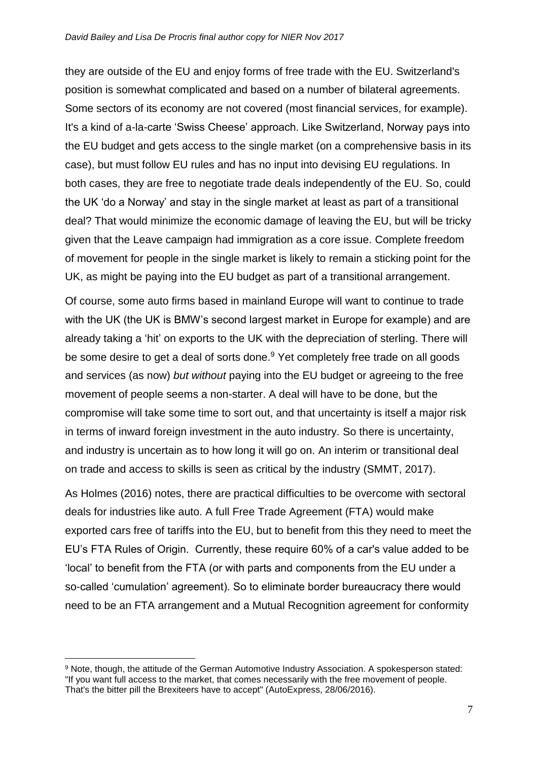they are outside of the EU and enjoy forms of free trade with the EU. Switzerland's position is somewhat complicated and based on a number of bilateral agreements. Some sectors of its economy are not covered (most financial services, for example). It's a kind of a-la-carte 'Swiss Cheese' approach. Like Switzerland, Norway pays into the EU budget and gets access to the single market (on a comprehensive basis in its case), but must follow EU rules and has no input into devising EU regulations. In both cases, they are free to negotiate trade deals independently of the EU. So, could the UK 'do a Norway' and stay in the single market at least as part of a transitional deal? That would minimize the economic damage of leaving the EU, but will be tricky given that the Leave campaign had immigration as a core issue. Complete freedom of movement for people in the single market is likely to remain a sticking point for the UK, as might be paying into the EU budget as part of a transitional arrangement.

Of course, some auto firms based in mainland Europe will want to continue to trade with the UK (the UK is BMW's second largest market in Europe for example) and are already taking a 'hit' on exports to the UK with the depreciation of sterling. There will be some desire to get a deal of sorts done.[9] Yet completely free trade on all goods and services (as now) *but without* paying into the EU budget or agreeing to the free movement of people seems a non-starter. A deal will have to be done, but the compromise will take some time to sort out, and that uncertainty is itself a major risk in terms of inward foreign investment in the auto industry. So there is uncertainty, and industry is uncertain as to how long it will go on. An interim or transitional deal on trade and access to skills is seen as critical by the industry (SMMT, 2017).

As Holmes (2016) notes, there are practical difficulties to be overcome with sectoral deals for industries like auto. A full Free Trade Agreement (FTA) would make exported cars free of tariffs into the EU, but to benefit from this they need to meet the EU's FTA Rules of Origin. Currently, these require 60% of a car's value added to be 'local' to benefit from the FTA (or with parts and components from the EU under a so-called 'cumulation' agreement). So to eliminate border bureaucracy there would need to be an FTA arrangement and a Mutual Recognition agreement for conformity

[9] Note, though, the attitude of the German Automotive Industry Association. A spokesperson stated: "If you want full access to the market, that comes necessarily with the free movement of people. That's the bitter pill the Brexiteers have to accept" (AutoExpress, 28/06/2016).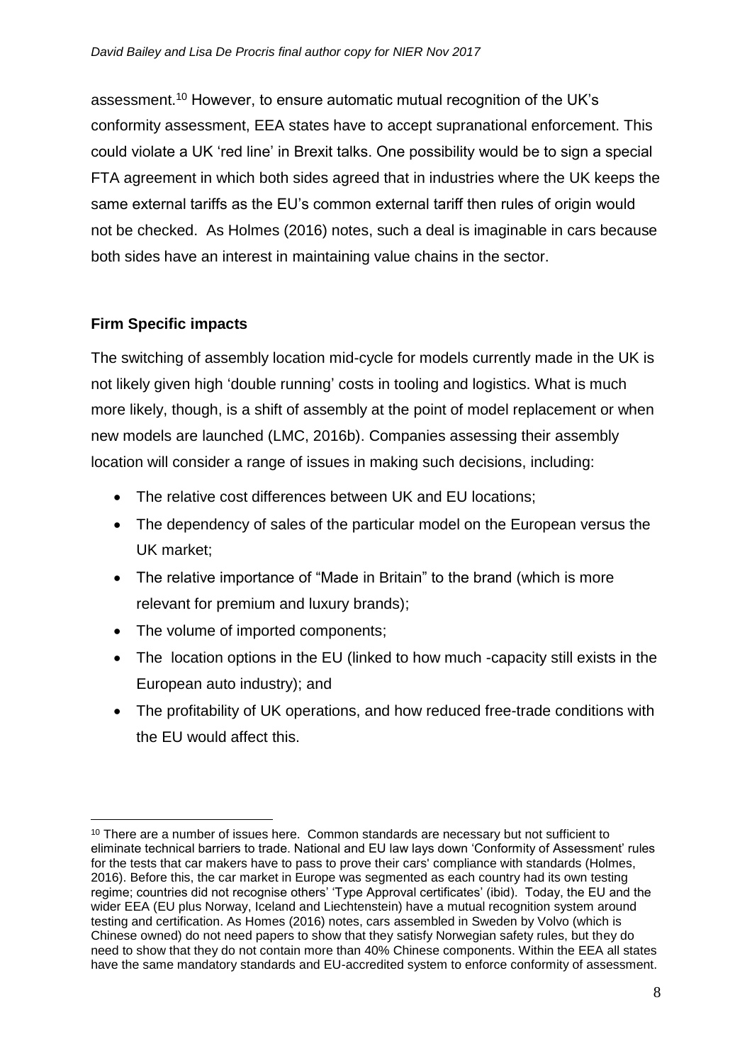assessment.[10] However, to ensure automatic mutual recognition of the UK's conformity assessment, EEA states have to accept supranational enforcement. This could violate a UK 'red line' in Brexit talks. One possibility would be to sign a special FTA agreement in which both sides agreed that in industries where the UK keeps the same external tariffs as the EU's common external tariff then rules of origin would not be checked. As Holmes (2016) notes, such a deal is imaginable in cars because both sides have an interest in maintaining value chains in the sector.

**Firm Specific impacts**

The switching of assembly location mid-cycle for models currently made in the UK is not likely given high 'double running' costs in tooling and logistics. What is much more likely, though, is a shift of assembly at the point of model replacement or when new models are launched (LMC, 2016b). Companies assessing their assembly location will consider a range of issues in making such decisions, including:

- The relative cost differences between UK and EU locations;
- The dependency of sales of the particular model on the European versus the UK market;
- The relative importance of "Made in Britain" to the brand (which is more relevant for premium and luxury brands);
- The volume of imported components;
- The location options in the EU (linked to how much -capacity still exists in the European auto industry); and
- The profitability of UK operations, and how reduced free-trade conditions with the EU would affect this.

[10] There are a number of issues here. Common standards are necessary but not sufficient to eliminate technical barriers to trade. National and EU law lays down 'Conformity of Assessment' rules for the tests that car makers have to pass to prove their cars' compliance with standards (Holmes, 2016). Before this, the car market in Europe was segmented as each country had its own testing regime; countries did not recognise others' 'Type Approval certificates' (ibid). Today, the EU and the wider EEA (EU plus Norway, Iceland and Liechtenstein) have a mutual recognition system around testing and certification. As Homes (2016) notes, cars assembled in Sweden by Volvo (which is Chinese owned) do not need papers to show that they satisfy Norwegian safety rules, but they do need to show that they do not contain more than 40% Chinese components. Within the EEA all states have the same mandatory standards and EU-accredited system to enforce conformity of assessment.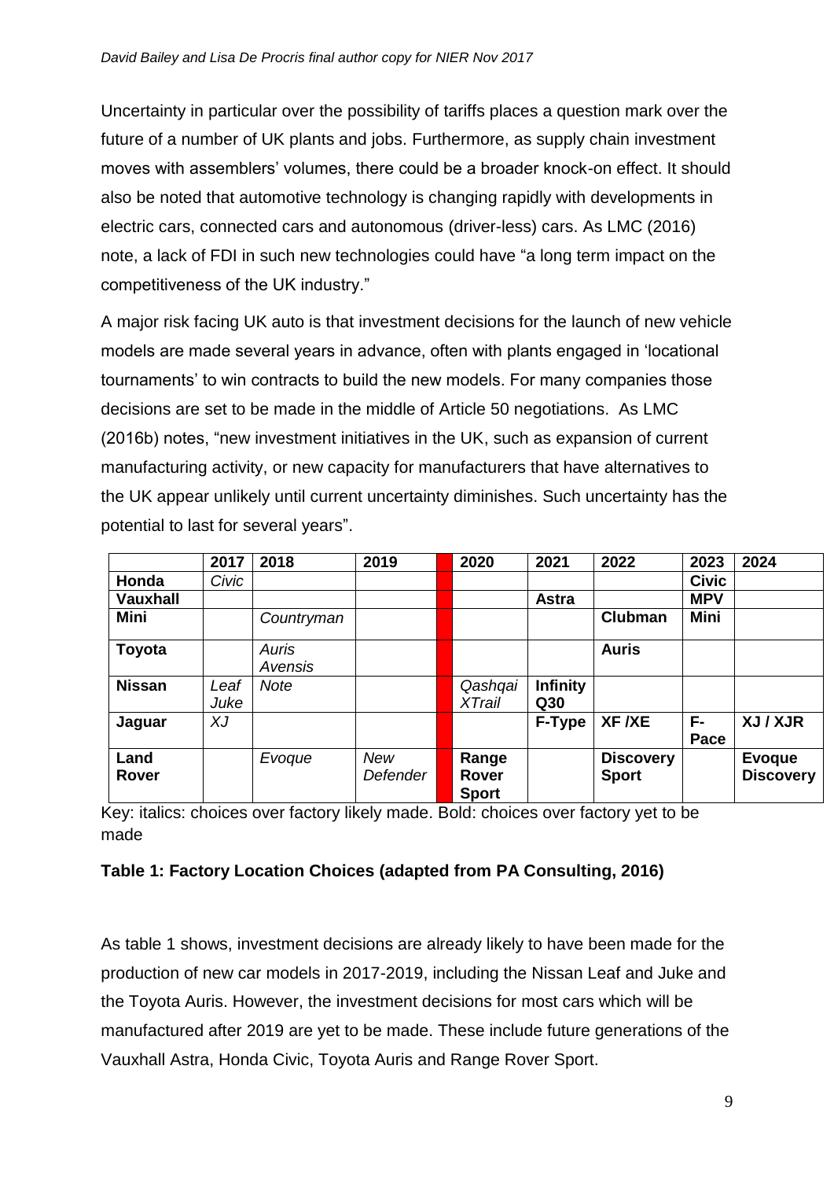Uncertainty in particular over the possibility of tariffs places a question mark over the future of a number of UK plants and jobs. Furthermore, as supply chain investment moves with assemblers' volumes, there could be a broader knock-on effect. It should also be noted that automotive technology is changing rapidly with developments in electric cars, connected cars and autonomous (driver-less) cars. As LMC (2016) note, a lack of FDI in such new technologies could have "a long term impact on the competitiveness of the UK industry."

A major risk facing UK auto is that investment decisions for the launch of new vehicle models are made several years in advance, often with plants engaged in 'locational tournaments' to win contracts to build the new models. For many companies those decisions are set to be made in the middle of Article 50 negotiations. As LMC (2016b) notes, "new investment initiatives in the UK, such as expansion of current manufacturing activity, or new capacity for manufacturers that have alternatives to the UK appear unlikely until current uncertainty diminishes. Such uncertainty has the potential to last for several years".

| | 2017 | 2018 | 2019 | | 2020 | 2021 | 2022 | 2023 | 2024 |
|---|---|---|---|---|---|---|---|---|---|
| **Honda** | *Civic* | | | | | | | **Civic** | |
| **Vauxhall** | | | | | | **Astra** | | **MPV** | |
| **Mini** | | *Countryman* | | | | | **Clubman** | **Mini** | |
| **Toyota** | | *Auris Avensis* | | | | | **Auris** | | |
| **Nissan** | *Leaf Juke* | *Note* | | | *Qashqai XTrail* | **Infinity Q30** | | | |
| **Jaguar** | *XJ* | | | | | **F-Type** | **XF /XE** | **F-Pace** | **XJ / XJR** |
| **Land Rover** | | *Evoque* | *New Defender* | | **Range Rover Sport** | | **Discovery Sport** | | **Evoque Discovery** |

Key: italics: choices over factory likely made. Bold: choices over factory yet to be made

**Table 1: Factory Location Choices (adapted from PA Consulting, 2016)**

As table 1 shows, investment decisions are already likely to have been made for the production of new car models in 2017-2019, including the Nissan Leaf and Juke and the Toyota Auris. However, the investment decisions for most cars which will be manufactured after 2019 are yet to be made. These include future generations of the Vauxhall Astra, Honda Civic, Toyota Auris and Range Rover Sport.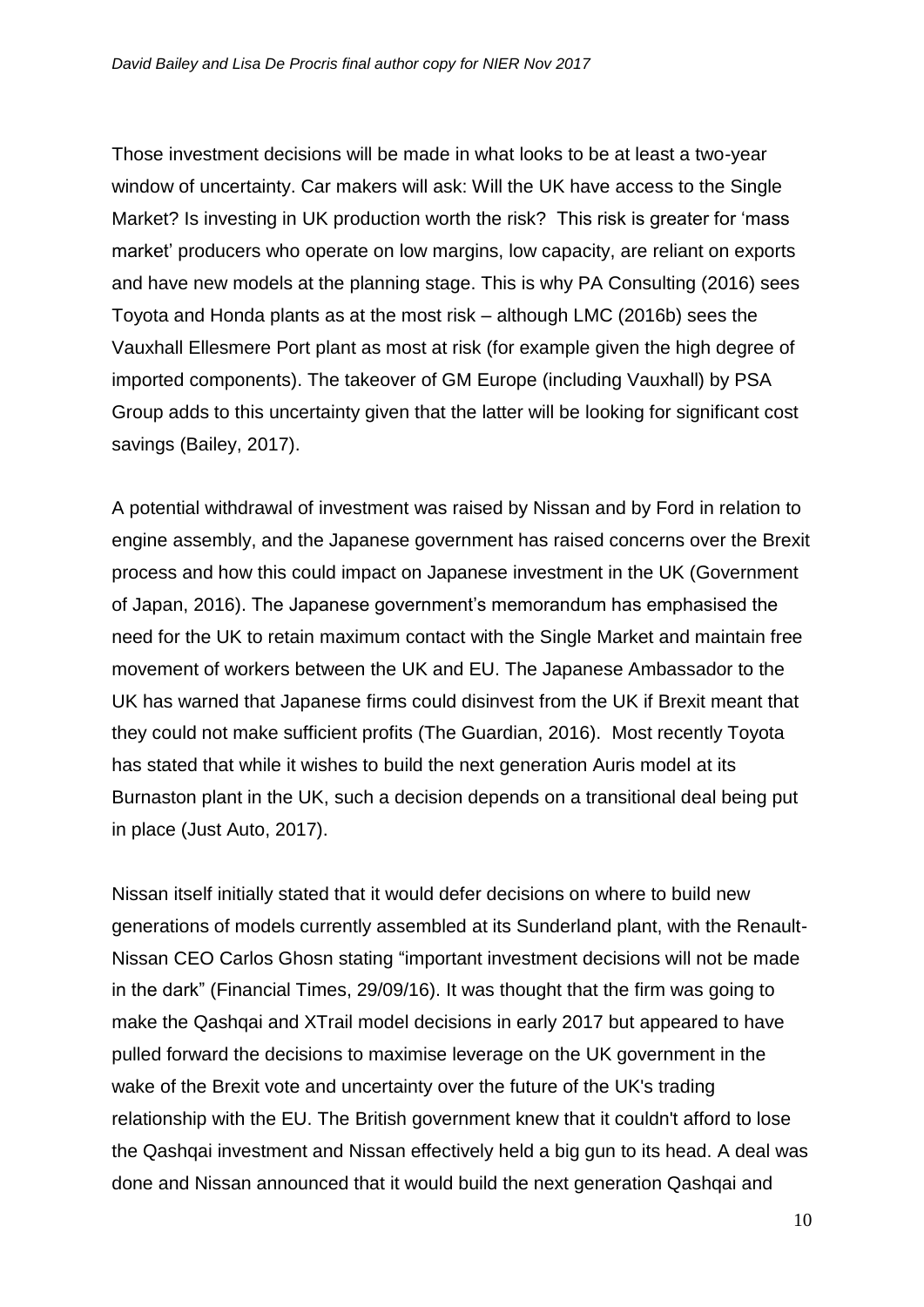Those investment decisions will be made in what looks to be at least a two-year window of uncertainty. Car makers will ask: Will the UK have access to the Single Market? Is investing in UK production worth the risk? This risk is greater for 'mass market' producers who operate on low margins, low capacity, are reliant on exports and have new models at the planning stage. This is why PA Consulting (2016) sees Toyota and Honda plants as at the most risk – although LMC (2016b) sees the Vauxhall Ellesmere Port plant as most at risk (for example given the high degree of imported components). The takeover of GM Europe (including Vauxhall) by PSA Group adds to this uncertainty given that the latter will be looking for significant cost savings (Bailey, 2017).

A potential withdrawal of investment was raised by Nissan and by Ford in relation to engine assembly, and the Japanese government has raised concerns over the Brexit process and how this could impact on Japanese investment in the UK (Government of Japan, 2016). The Japanese government's memorandum has emphasised the need for the UK to retain maximum contact with the Single Market and maintain free movement of workers between the UK and EU. The Japanese Ambassador to the UK has warned that Japanese firms could disinvest from the UK if Brexit meant that they could not make sufficient profits (The Guardian, 2016). Most recently Toyota has stated that while it wishes to build the next generation Auris model at its Burnaston plant in the UK, such a decision depends on a transitional deal being put in place (Just Auto, 2017).

Nissan itself initially stated that it would defer decisions on where to build new generations of models currently assembled at its Sunderland plant, with the Renault-Nissan CEO Carlos Ghosn stating "important investment decisions will not be made in the dark" (Financial Times, 29/09/16). It was thought that the firm was going to make the Qashqai and XTrail model decisions in early 2017 but appeared to have pulled forward the decisions to maximise leverage on the UK government in the wake of the Brexit vote and uncertainty over the future of the UK's trading relationship with the EU. The British government knew that it couldn't afford to lose the Qashqai investment and Nissan effectively held a big gun to its head. A deal was done and Nissan announced that it would build the next generation Qashqai and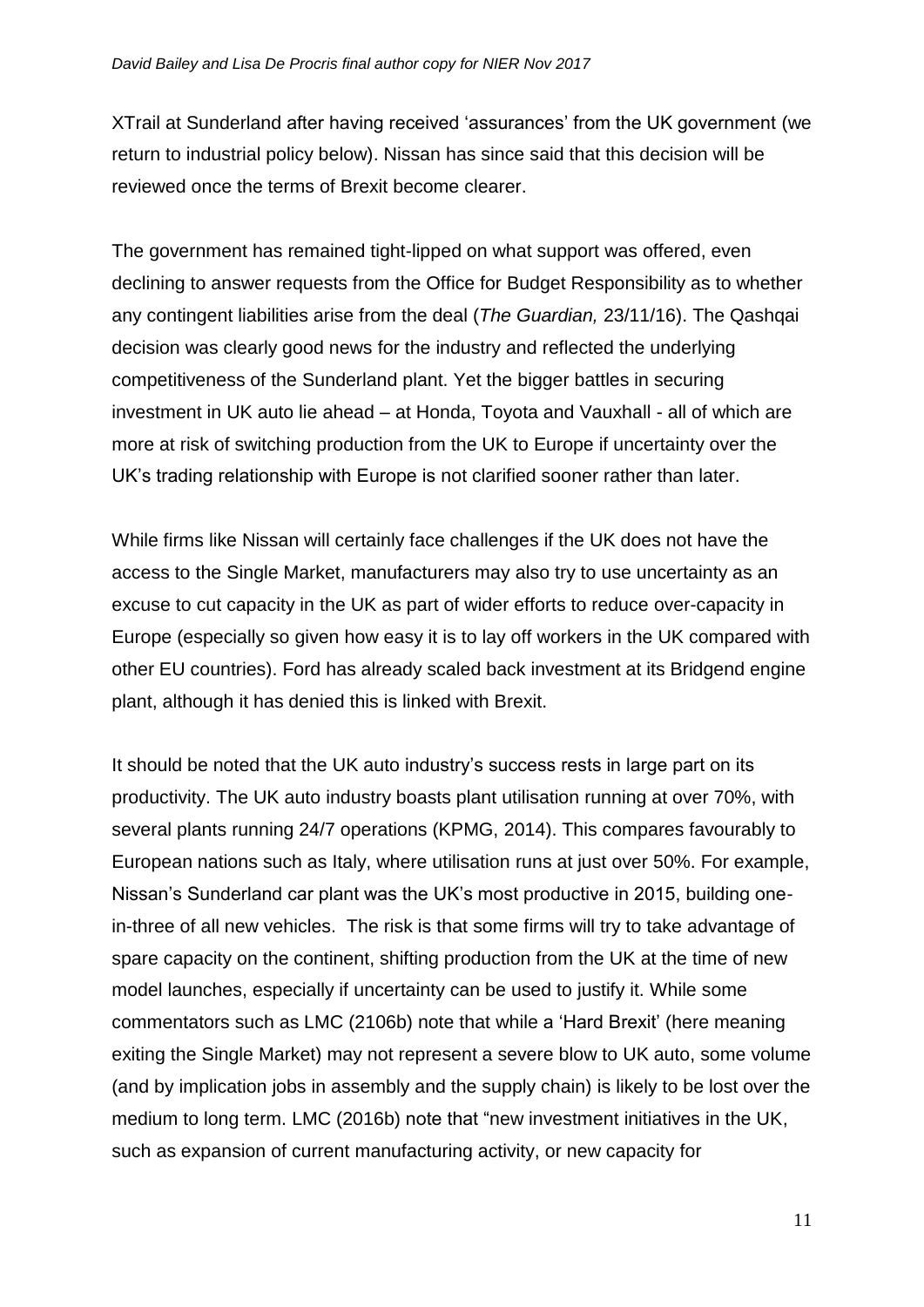XTrail at Sunderland after having received 'assurances' from the UK government (we return to industrial policy below). Nissan has since said that this decision will be reviewed once the terms of Brexit become clearer.

The government has remained tight-lipped on what support was offered, even declining to answer requests from the Office for Budget Responsibility as to whether any contingent liabilities arise from the deal (*The Guardian,* 23/11/16). The Qashqai decision was clearly good news for the industry and reflected the underlying competitiveness of the Sunderland plant. Yet the bigger battles in securing investment in UK auto lie ahead – at Honda, Toyota and Vauxhall - all of which are more at risk of switching production from the UK to Europe if uncertainty over the UK's trading relationship with Europe is not clarified sooner rather than later.

While firms like Nissan will certainly face challenges if the UK does not have the access to the Single Market, manufacturers may also try to use uncertainty as an excuse to cut capacity in the UK as part of wider efforts to reduce over-capacity in Europe (especially so given how easy it is to lay off workers in the UK compared with other EU countries). Ford has already scaled back investment at its Bridgend engine plant, although it has denied this is linked with Brexit.

It should be noted that the UK auto industry's success rests in large part on its productivity. The UK auto industry boasts plant utilisation running at over 70%, with several plants running 24/7 operations (KPMG, 2014). This compares favourably to European nations such as Italy, where utilisation runs at just over 50%. For example, Nissan's Sunderland car plant was the UK's most productive in 2015, building one-in-three of all new vehicles. The risk is that some firms will try to take advantage of spare capacity on the continent, shifting production from the UK at the time of new model launches, especially if uncertainty can be used to justify it. While some commentators such as LMC (2106b) note that while a 'Hard Brexit' (here meaning exiting the Single Market) may not represent a severe blow to UK auto, some volume (and by implication jobs in assembly and the supply chain) is likely to be lost over the medium to long term. LMC (2016b) note that "new investment initiatives in the UK, such as expansion of current manufacturing activity, or new capacity for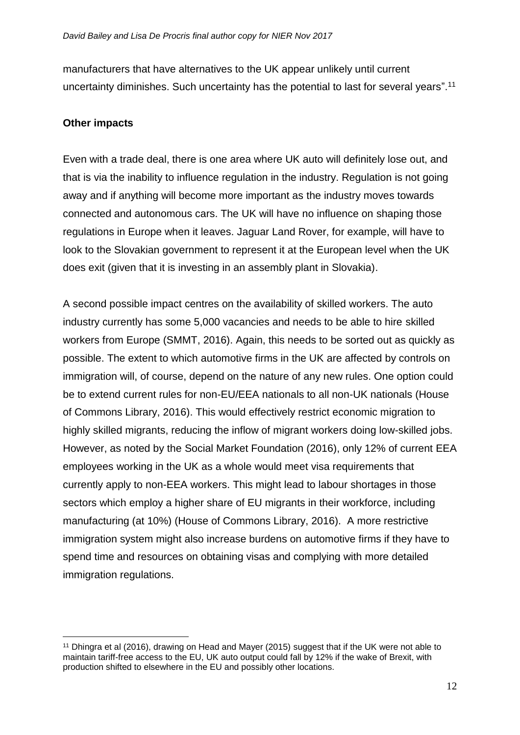manufacturers that have alternatives to the UK appear unlikely until current uncertainty diminishes. Such uncertainty has the potential to last for several years".[11]

**Other impacts**

Even with a trade deal, there is one area where UK auto will definitely lose out, and that is via the inability to influence regulation in the industry. Regulation is not going away and if anything will become more important as the industry moves towards connected and autonomous cars. The UK will have no influence on shaping those regulations in Europe when it leaves. Jaguar Land Rover, for example, will have to look to the Slovakian government to represent it at the European level when the UK does exit (given that it is investing in an assembly plant in Slovakia).

A second possible impact centres on the availability of skilled workers. The auto industry currently has some 5,000 vacancies and needs to be able to hire skilled workers from Europe (SMMT, 2016). Again, this needs to be sorted out as quickly as possible. The extent to which automotive firms in the UK are affected by controls on immigration will, of course, depend on the nature of any new rules. One option could be to extend current rules for non-EU/EEA nationals to all non-UK nationals (House of Commons Library, 2016). This would effectively restrict economic migration to highly skilled migrants, reducing the inflow of migrant workers doing low-skilled jobs. However, as noted by the Social Market Foundation (2016), only 12% of current EEA employees working in the UK as a whole would meet visa requirements that currently apply to non-EEA workers. This might lead to labour shortages in those sectors which employ a higher share of EU migrants in their workforce, including manufacturing (at 10%) (House of Commons Library, 2016). A more restrictive immigration system might also increase burdens on automotive firms if they have to spend time and resources on obtaining visas and complying with more detailed immigration regulations.

---

[11] Dhingra et al (2016), drawing on Head and Mayer (2015) suggest that if the UK were not able to maintain tariff-free access to the EU, UK auto output could fall by 12% if the wake of Brexit, with production shifted to elsewhere in the EU and possibly other locations.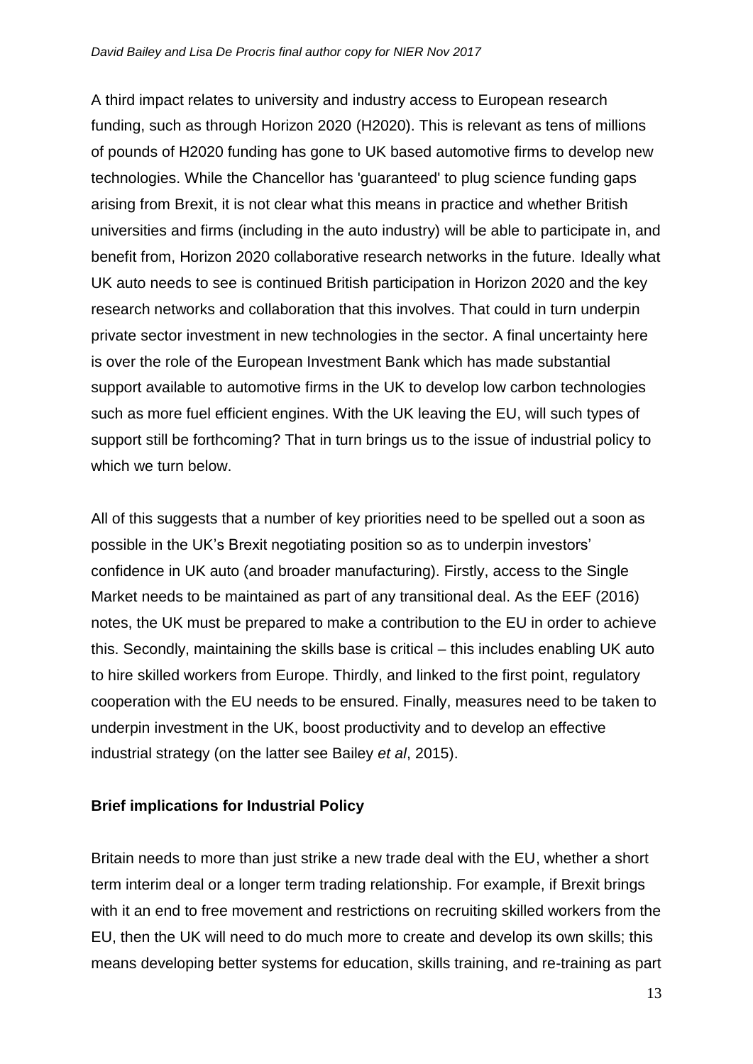A third impact relates to university and industry access to European research funding, such as through Horizon 2020 (H2020). This is relevant as tens of millions of pounds of H2020 funding has gone to UK based automotive firms to develop new technologies. While the Chancellor has 'guaranteed' to plug science funding gaps arising from Brexit, it is not clear what this means in practice and whether British universities and firms (including in the auto industry) will be able to participate in, and benefit from, Horizon 2020 collaborative research networks in the future. Ideally what UK auto needs to see is continued British participation in Horizon 2020 and the key research networks and collaboration that this involves. That could in turn underpin private sector investment in new technologies in the sector. A final uncertainty here is over the role of the European Investment Bank which has made substantial support available to automotive firms in the UK to develop low carbon technologies such as more fuel efficient engines. With the UK leaving the EU, will such types of support still be forthcoming? That in turn brings us to the issue of industrial policy to which we turn below.

All of this suggests that a number of key priorities need to be spelled out a soon as possible in the UK's Brexit negotiating position so as to underpin investors' confidence in UK auto (and broader manufacturing). Firstly, access to the Single Market needs to be maintained as part of any transitional deal. As the EEF (2016) notes, the UK must be prepared to make a contribution to the EU in order to achieve this. Secondly, maintaining the skills base is critical – this includes enabling UK auto to hire skilled workers from Europe. Thirdly, and linked to the first point, regulatory cooperation with the EU needs to be ensured. Finally, measures need to be taken to underpin investment in the UK, boost productivity and to develop an effective industrial strategy (on the latter see Bailey *et al*, 2015).

## Brief implications for Industrial Policy

Britain needs to more than just strike a new trade deal with the EU, whether a short term interim deal or a longer term trading relationship. For example, if Brexit brings with it an end to free movement and restrictions on recruiting skilled workers from the EU, then the UK will need to do much more to create and develop its own skills; this means developing better systems for education, skills training, and re-training as part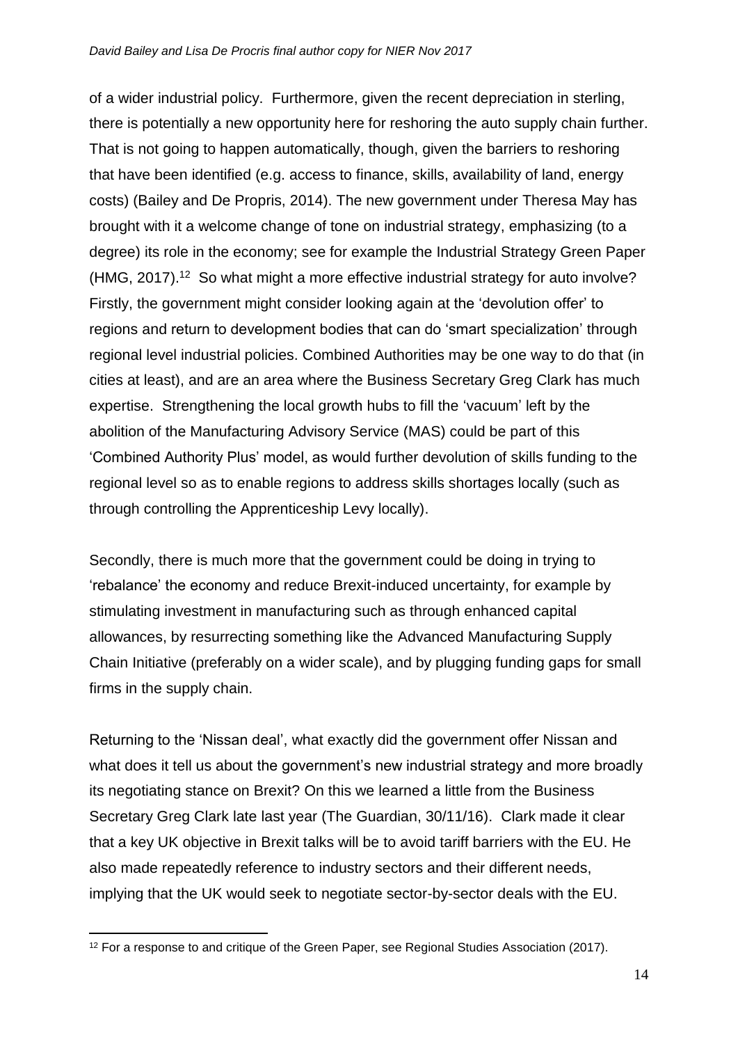of a wider industrial policy. Furthermore, given the recent depreciation in sterling, there is potentially a new opportunity here for reshoring the auto supply chain further. That is not going to happen automatically, though, given the barriers to reshoring that have been identified (e.g. access to finance, skills, availability of land, energy costs) (Bailey and De Propris, 2014). The new government under Theresa May has brought with it a welcome change of tone on industrial strategy, emphasizing (to a degree) its role in the economy; see for example the Industrial Strategy Green Paper (HMG, 2017).[12] So what might a more effective industrial strategy for auto involve? Firstly, the government might consider looking again at the 'devolution offer' to regions and return to development bodies that can do 'smart specialization' through regional level industrial policies. Combined Authorities may be one way to do that (in cities at least), and are an area where the Business Secretary Greg Clark has much expertise. Strengthening the local growth hubs to fill the 'vacuum' left by the abolition of the Manufacturing Advisory Service (MAS) could be part of this 'Combined Authority Plus' model, as would further devolution of skills funding to the regional level so as to enable regions to address skills shortages locally (such as through controlling the Apprenticeship Levy locally).

Secondly, there is much more that the government could be doing in trying to 'rebalance' the economy and reduce Brexit-induced uncertainty, for example by stimulating investment in manufacturing such as through enhanced capital allowances, by resurrecting something like the Advanced Manufacturing Supply Chain Initiative (preferably on a wider scale), and by plugging funding gaps for small firms in the supply chain.

Returning to the 'Nissan deal', what exactly did the government offer Nissan and what does it tell us about the government's new industrial strategy and more broadly its negotiating stance on Brexit? On this we learned a little from the Business Secretary Greg Clark late last year (The Guardian, 30/11/16). Clark made it clear that a key UK objective in Brexit talks will be to avoid tariff barriers with the EU. He also made repeatedly reference to industry sectors and their different needs, implying that the UK would seek to negotiate sector-by-sector deals with the EU.

[12] For a response to and critique of the Green Paper, see Regional Studies Association (2017).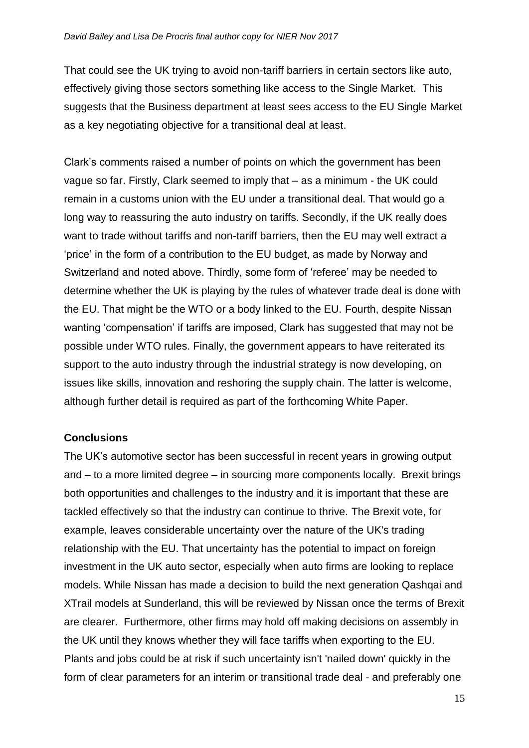That could see the UK trying to avoid non-tariff barriers in certain sectors like auto, effectively giving those sectors something like access to the Single Market. This suggests that the Business department at least sees access to the EU Single Market as a key negotiating objective for a transitional deal at least.

Clark's comments raised a number of points on which the government has been vague so far. Firstly, Clark seemed to imply that – as a minimum - the UK could remain in a customs union with the EU under a transitional deal. That would go a long way to reassuring the auto industry on tariffs. Secondly, if the UK really does want to trade without tariffs and non-tariff barriers, then the EU may well extract a 'price' in the form of a contribution to the EU budget, as made by Norway and Switzerland and noted above. Thirdly, some form of 'referee' may be needed to determine whether the UK is playing by the rules of whatever trade deal is done with the EU. That might be the WTO or a body linked to the EU. Fourth, despite Nissan wanting 'compensation' if tariffs are imposed, Clark has suggested that may not be possible under WTO rules. Finally, the government appears to have reiterated its support to the auto industry through the industrial strategy is now developing, on issues like skills, innovation and reshoring the supply chain. The latter is welcome, although further detail is required as part of the forthcoming White Paper.

**Conclusions**

The UK's automotive sector has been successful in recent years in growing output and – to a more limited degree – in sourcing more components locally. Brexit brings both opportunities and challenges to the industry and it is important that these are tackled effectively so that the industry can continue to thrive. The Brexit vote, for example, leaves considerable uncertainty over the nature of the UK's trading relationship with the EU. That uncertainty has the potential to impact on foreign investment in the UK auto sector, especially when auto firms are looking to replace models. While Nissan has made a decision to build the next generation Qashqai and XTrail models at Sunderland, this will be reviewed by Nissan once the terms of Brexit are clearer. Furthermore, other firms may hold off making decisions on assembly in the UK until they knows whether they will face tariffs when exporting to the EU. Plants and jobs could be at risk if such uncertainty isn't 'nailed down' quickly in the form of clear parameters for an interim or transitional trade deal - and preferably one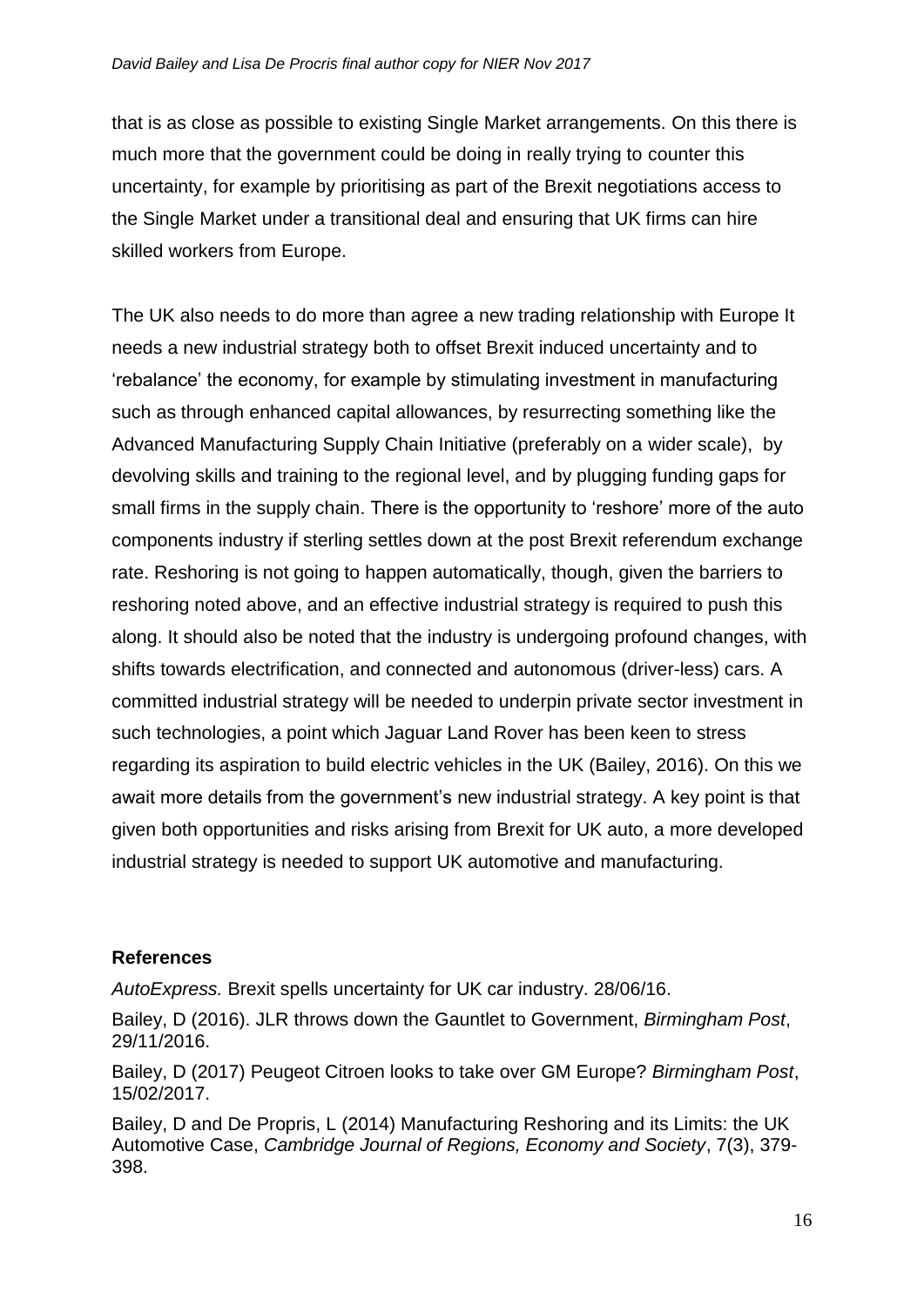that is as close as possible to existing Single Market arrangements. On this there is much more that the government could be doing in really trying to counter this uncertainty, for example by prioritising as part of the Brexit negotiations access to the Single Market under a transitional deal and ensuring that UK firms can hire skilled workers from Europe.

The UK also needs to do more than agree a new trading relationship with Europe It needs a new industrial strategy both to offset Brexit induced uncertainty and to 'rebalance' the economy, for example by stimulating investment in manufacturing such as through enhanced capital allowances, by resurrecting something like the Advanced Manufacturing Supply Chain Initiative (preferably on a wider scale), by devolving skills and training to the regional level, and by plugging funding gaps for small firms in the supply chain. There is the opportunity to 'reshore' more of the auto components industry if sterling settles down at the post Brexit referendum exchange rate. Reshoring is not going to happen automatically, though, given the barriers to reshoring noted above, and an effective industrial strategy is required to push this along. It should also be noted that the industry is undergoing profound changes, with shifts towards electrification, and connected and autonomous (driver-less) cars. A committed industrial strategy will be needed to underpin private sector investment in such technologies, a point which Jaguar Land Rover has been keen to stress regarding its aspiration to build electric vehicles in the UK (Bailey, 2016). On this we await more details from the government's new industrial strategy. A key point is that given both opportunities and risks arising from Brexit for UK auto, a more developed industrial strategy is needed to support UK automotive and manufacturing.

## References

*AutoExpress.* Brexit spells uncertainty for UK car industry. 28/06/16.

Bailey, D (2016). JLR throws down the Gauntlet to Government, *Birmingham Post*, 29/11/2016.

Bailey, D (2017) Peugeot Citroen looks to take over GM Europe? *Birmingham Post*, 15/02/2017.

Bailey, D and De Propris, L (2014) Manufacturing Reshoring and its Limits: the UK Automotive Case, *Cambridge Journal of Regions, Economy and Society*, 7(3), 379-398.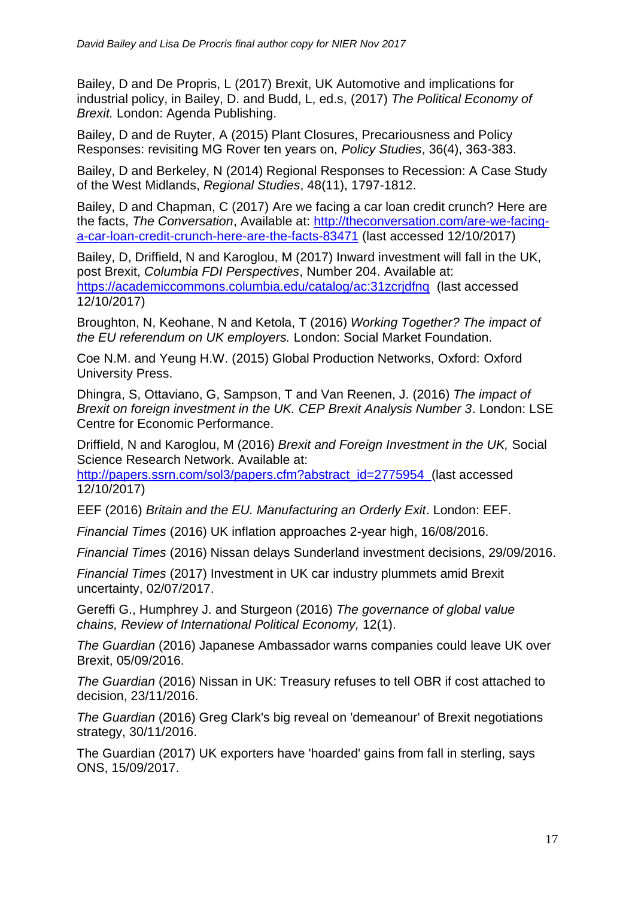Bailey, D and De Propris, L (2017) Brexit, UK Automotive and implications for industrial policy, in Bailey, D. and Budd, L, ed.s, (2017) *The Political Economy of Brexit.* London: Agenda Publishing.

Bailey, D and de Ruyter, A (2015) Plant Closures, Precariousness and Policy Responses: revisiting MG Rover ten years on, *Policy Studies*, 36(4), 363-383.

Bailey, D and Berkeley, N (2014) Regional Responses to Recession: A Case Study of the West Midlands, *Regional Studies*, 48(11), 1797-1812.

Bailey, D and Chapman, C (2017) Are we facing a car loan credit crunch? Here are the facts, *The Conversation*, Available at: http://theconversation.com/are-we-facing-a-car-loan-credit-crunch-here-are-the-facts-83471 (last accessed 12/10/2017)

Bailey, D, Driffield, N and Karoglou, M (2017) Inward investment will fall in the UK, post Brexit, *Columbia FDI Perspectives*, Number 204. Available at: https://academiccommons.columbia.edu/catalog/ac:31zcrjdfnq (last accessed 12/10/2017)

Broughton, N, Keohane, N and Ketola, T (2016) *Working Together? The impact of the EU referendum on UK employers.* London: Social Market Foundation.

Coe N.M. and Yeung H.W. (2015) Global Production Networks, Oxford: Oxford University Press.

Dhingra, S, Ottaviano, G, Sampson, T and Van Reenen, J. (2016) *The impact of Brexit on foreign investment in the UK. CEP Brexit Analysis Number 3*. London: LSE Centre for Economic Performance.

Driffield, N and Karoglou, M (2016) *Brexit and Foreign Investment in the UK,* Social Science Research Network. Available at: http://papers.ssrn.com/sol3/papers.cfm?abstract_id=2775954 (last accessed 12/10/2017)

EEF (2016) *Britain and the EU. Manufacturing an Orderly Exit*. London: EEF.

*Financial Times* (2016) UK inflation approaches 2-year high, 16/08/2016.

*Financial Times* (2016) Nissan delays Sunderland investment decisions, 29/09/2016.

*Financial Times* (2017) Investment in UK car industry plummets amid Brexit uncertainty, 02/07/2017.

Gereffi G., Humphrey J. and Sturgeon (2016) *The governance of global value chains, Review of International Political Economy,* 12(1).

*The Guardian* (2016) Japanese Ambassador warns companies could leave UK over Brexit, 05/09/2016.

*The Guardian* (2016) Nissan in UK: Treasury refuses to tell OBR if cost attached to decision, 23/11/2016.

*The Guardian* (2016) Greg Clark's big reveal on 'demeanour' of Brexit negotiations strategy, 30/11/2016.

The Guardian (2017) UK exporters have 'hoarded' gains from fall in sterling, says ONS, 15/09/2017.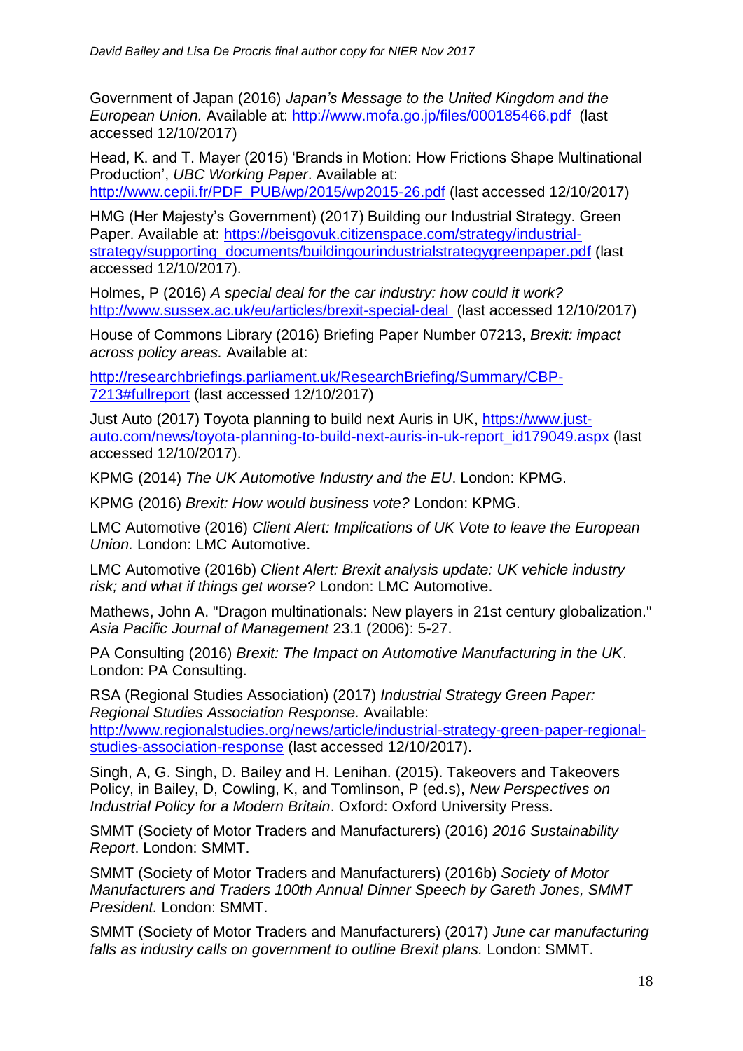Government of Japan (2016) *Japan's Message to the United Kingdom and the European Union.* Available at: http://www.mofa.go.jp/files/000185466.pdf (last accessed 12/10/2017)

Head, K. and T. Mayer (2015) 'Brands in Motion: How Frictions Shape Multinational Production', *UBC Working Paper*. Available at: http://www.cepii.fr/PDF_PUB/wp/2015/wp2015-26.pdf (last accessed 12/10/2017)

HMG (Her Majesty's Government) (2017) Building our Industrial Strategy. Green Paper. Available at: https://beisgovuk.citizenspace.com/strategy/industrial-strategy/supporting_documents/buildingourindustrialstrategygreenpaper.pdf (last accessed 12/10/2017).

Holmes, P (2016) *A special deal for the car industry: how could it work?* http://www.sussex.ac.uk/eu/articles/brexit-special-deal (last accessed 12/10/2017)

House of Commons Library (2016) Briefing Paper Number 07213, *Brexit: impact across policy areas.* Available at:

http://researchbriefings.parliament.uk/ResearchBriefing/Summary/CBP-7213#fullreport (last accessed 12/10/2017)

Just Auto (2017) Toyota planning to build next Auris in UK, https://www.just-auto.com/news/toyota-planning-to-build-next-auris-in-uk-report_id179049.aspx (last accessed 12/10/2017).

KPMG (2014) *The UK Automotive Industry and the EU*. London: KPMG.

KPMG (2016) *Brexit: How would business vote?* London: KPMG.

LMC Automotive (2016) *Client Alert: Implications of UK Vote to leave the European Union.* London: LMC Automotive.

LMC Automotive (2016b) *Client Alert: Brexit analysis update: UK vehicle industry risk; and what if things get worse?* London: LMC Automotive.

Mathews, John A. "Dragon multinationals: New players in 21st century globalization." *Asia Pacific Journal of Management* 23.1 (2006): 5-27.

PA Consulting (2016) *Brexit: The Impact on Automotive Manufacturing in the UK*. London: PA Consulting.

RSA (Regional Studies Association) (2017) *Industrial Strategy Green Paper: Regional Studies Association Response.* Available: http://www.regionalstudies.org/news/article/industrial-strategy-green-paper-regional-studies-association-response (last accessed 12/10/2017).

Singh, A, G. Singh, D. Bailey and H. Lenihan. (2015). Takeovers and Takeovers Policy, in Bailey, D, Cowling, K, and Tomlinson, P (ed.s), *New Perspectives on Industrial Policy for a Modern Britain*. Oxford: Oxford University Press.

SMMT (Society of Motor Traders and Manufacturers) (2016) *2016 Sustainability Report*. London: SMMT.

SMMT (Society of Motor Traders and Manufacturers) (2016b) *Society of Motor Manufacturers and Traders 100th Annual Dinner Speech by Gareth Jones, SMMT President.* London: SMMT.

SMMT (Society of Motor Traders and Manufacturers) (2017) *June car manufacturing falls as industry calls on government to outline Brexit plans.* London: SMMT.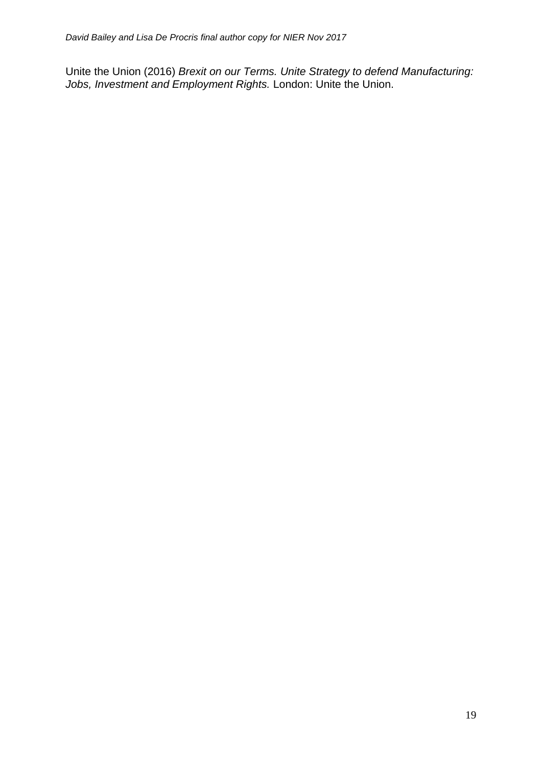Unite the Union (2016) *Brexit on our Terms. Unite Strategy to defend Manufacturing: Jobs, Investment and Employment Rights.* London: Unite the Union.